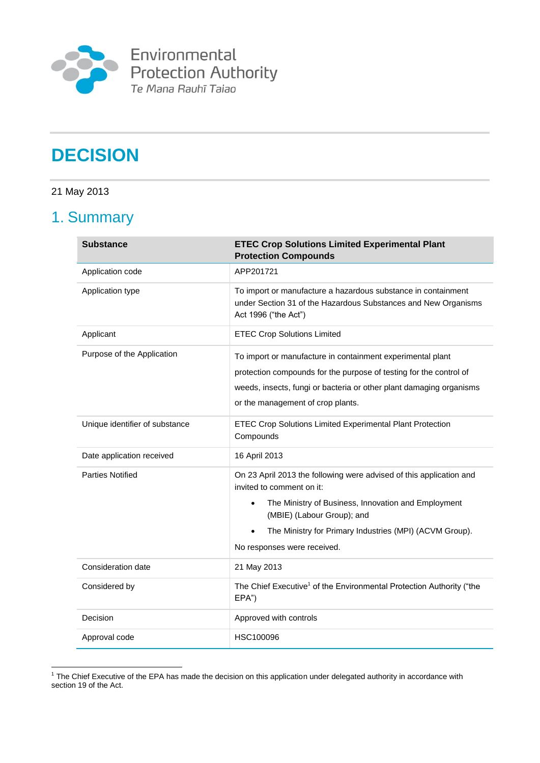Environmental Protection Authority
*Te Mana Rauhī Taiao*

# DECISION

21 May 2013

## 1. Summary

| Substance | ETEC Crop Solutions Limited Experimental Plant Protection Compounds |
|---|---|
| Application code | APP201721 |
| Application type | To import or manufacture a hazardous substance in containment under Section 31 of the Hazardous Substances and New Organisms Act 1996 ("the Act") |
| Applicant | ETEC Crop Solutions Limited |
| Purpose of the Application | To import or manufacture in containment experimental plant protection compounds for the purpose of testing for the control of weeds, insects, fungi or bacteria or other plant damaging organisms or the management of crop plants. |
| Unique identifier of substance | ETEC Crop Solutions Limited Experimental Plant Protection Compounds |
| Date application received | 16 April 2013 |
| Parties Notified | On 23 April 2013 the following were advised of this application and invited to comment on it: <br>• The Ministry of Business, Innovation and Employment (MBIE) (Labour Group); and <br>• The Ministry for Primary Industries (MPI) (ACVM Group). <br>No responses were received. |
| Consideration date | 21 May 2013 |
| Considered by | The Chief Executive[1] of the Environmental Protection Authority ("the EPA") |
| Decision | Approved with controls |
| Approval code | HSC100096 |

[1] The Chief Executive of the EPA has made the decision on this application under delegated authority in accordance with section 19 of the Act.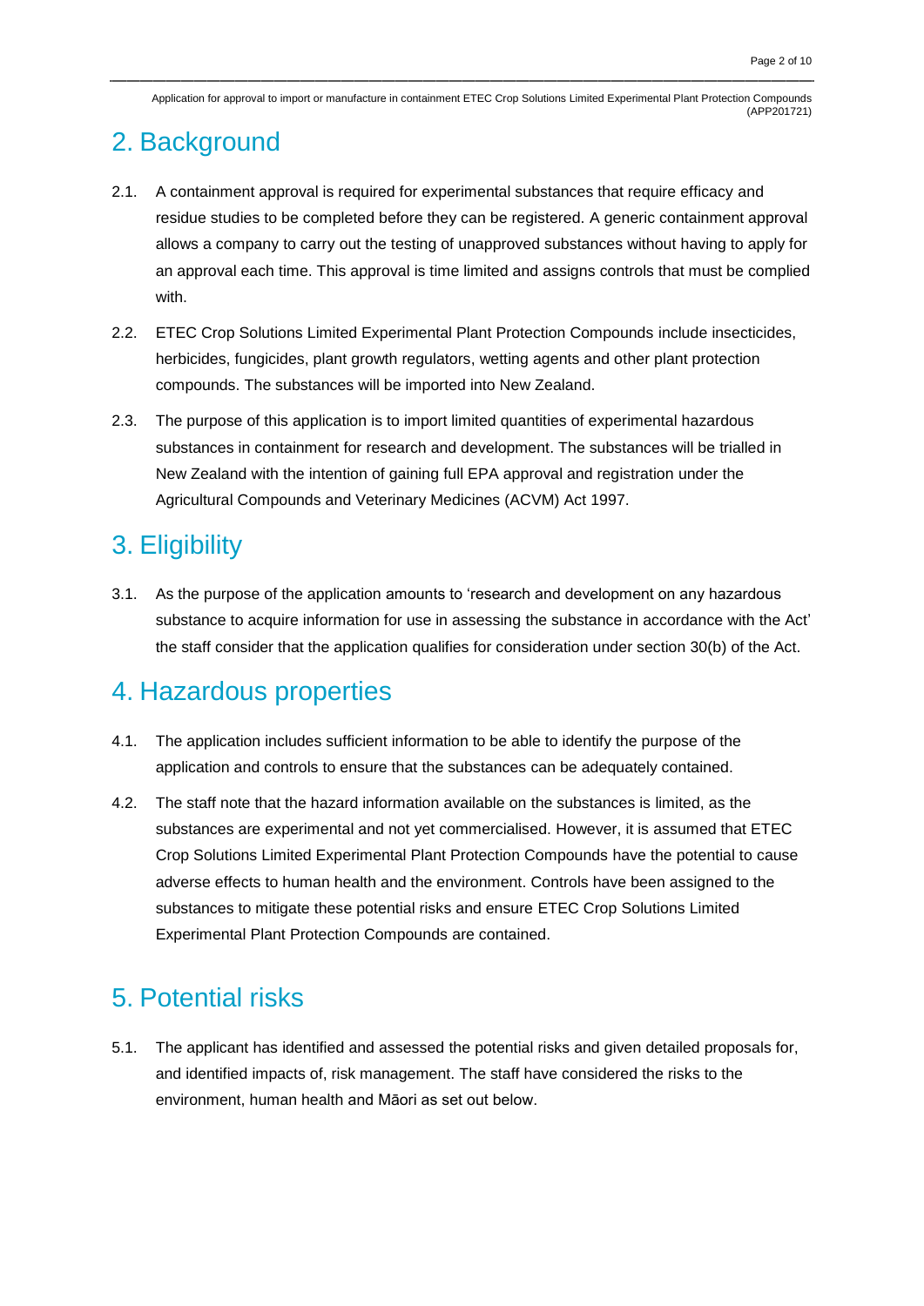## 2. Background

2.1. A containment approval is required for experimental substances that require efficacy and residue studies to be completed before they can be registered. A generic containment approval allows a company to carry out the testing of unapproved substances without having to apply for an approval each time. This approval is time limited and assigns controls that must be complied with.

2.2. ETEC Crop Solutions Limited Experimental Plant Protection Compounds include insecticides, herbicides, fungicides, plant growth regulators, wetting agents and other plant protection compounds. The substances will be imported into New Zealand.

2.3. The purpose of this application is to import limited quantities of experimental hazardous substances in containment for research and development. The substances will be trialled in New Zealand with the intention of gaining full EPA approval and registration under the Agricultural Compounds and Veterinary Medicines (ACVM) Act 1997.

## 3. Eligibility

3.1. As the purpose of the application amounts to 'research and development on any hazardous substance to acquire information for use in assessing the substance in accordance with the Act' the staff consider that the application qualifies for consideration under section 30(b) of the Act.

## 4. Hazardous properties

4.1. The application includes sufficient information to be able to identify the purpose of the application and controls to ensure that the substances can be adequately contained.

4.2. The staff note that the hazard information available on the substances is limited, as the substances are experimental and not yet commercialised. However, it is assumed that ETEC Crop Solutions Limited Experimental Plant Protection Compounds have the potential to cause adverse effects to human health and the environment. Controls have been assigned to the substances to mitigate these potential risks and ensure ETEC Crop Solutions Limited Experimental Plant Protection Compounds are contained.

## 5. Potential risks

5.1. The applicant has identified and assessed the potential risks and given detailed proposals for, and identified impacts of, risk management. The staff have considered the risks to the environment, human health and Māori as set out below.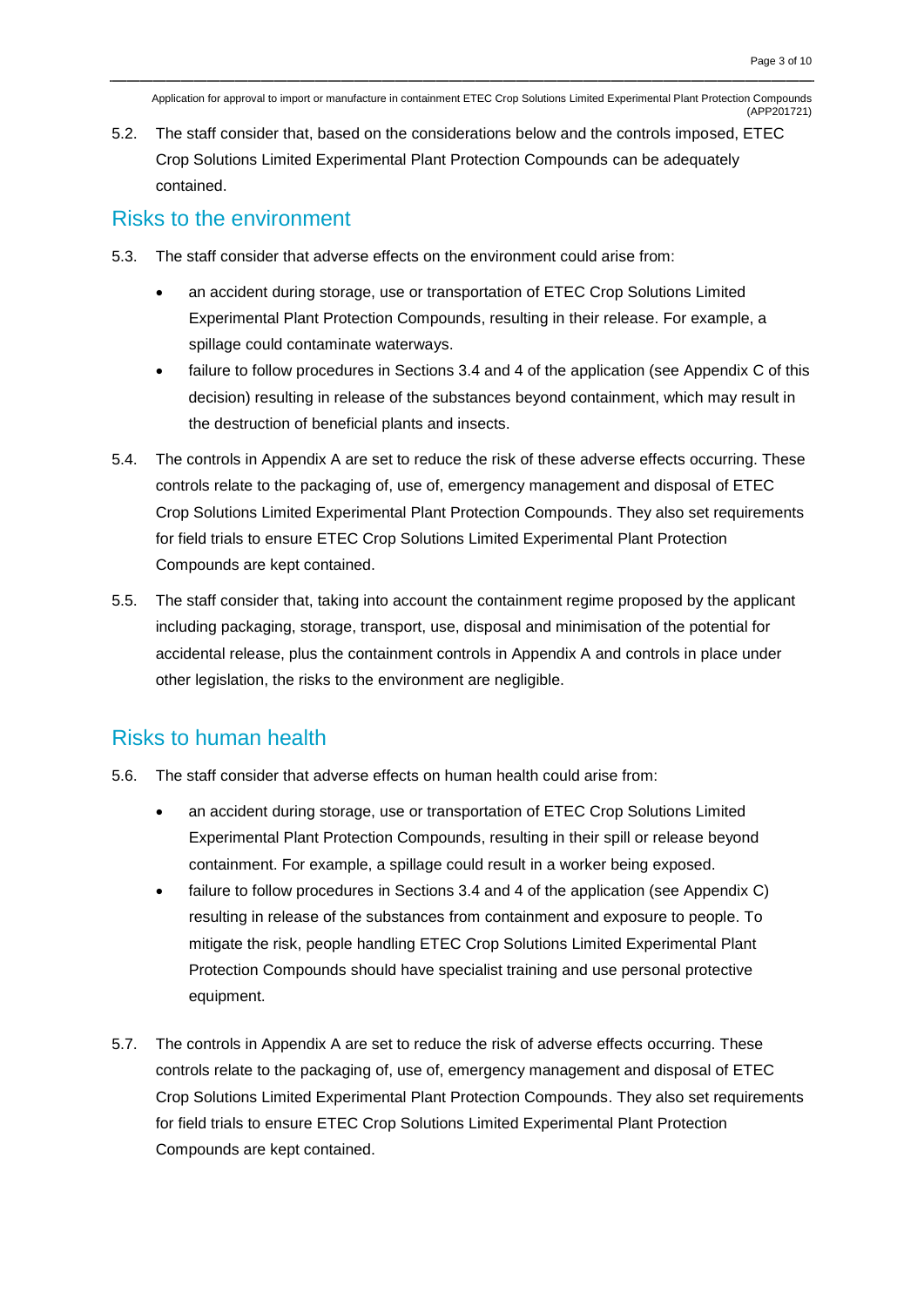5.2. The staff consider that, based on the considerations below and the controls imposed, ETEC Crop Solutions Limited Experimental Plant Protection Compounds can be adequately contained.

## Risks to the environment

5.3. The staff consider that adverse effects on the environment could arise from:

- an accident during storage, use or transportation of ETEC Crop Solutions Limited Experimental Plant Protection Compounds, resulting in their release. For example, a spillage could contaminate waterways.
- failure to follow procedures in Sections 3.4 and 4 of the application (see Appendix C of this decision) resulting in release of the substances beyond containment, which may result in the destruction of beneficial plants and insects.

5.4. The controls in Appendix A are set to reduce the risk of these adverse effects occurring. These controls relate to the packaging of, use of, emergency management and disposal of ETEC Crop Solutions Limited Experimental Plant Protection Compounds. They also set requirements for field trials to ensure ETEC Crop Solutions Limited Experimental Plant Protection Compounds are kept contained.

5.5. The staff consider that, taking into account the containment regime proposed by the applicant including packaging, storage, transport, use, disposal and minimisation of the potential for accidental release, plus the containment controls in Appendix A and controls in place under other legislation, the risks to the environment are negligible.

## Risks to human health

5.6. The staff consider that adverse effects on human health could arise from:

- an accident during storage, use or transportation of ETEC Crop Solutions Limited Experimental Plant Protection Compounds, resulting in their spill or release beyond containment. For example, a spillage could result in a worker being exposed.
- failure to follow procedures in Sections 3.4 and 4 of the application (see Appendix C) resulting in release of the substances from containment and exposure to people. To mitigate the risk, people handling ETEC Crop Solutions Limited Experimental Plant Protection Compounds should have specialist training and use personal protective equipment.

5.7. The controls in Appendix A are set to reduce the risk of adverse effects occurring. These controls relate to the packaging of, use of, emergency management and disposal of ETEC Crop Solutions Limited Experimental Plant Protection Compounds. They also set requirements for field trials to ensure ETEC Crop Solutions Limited Experimental Plant Protection Compounds are kept contained.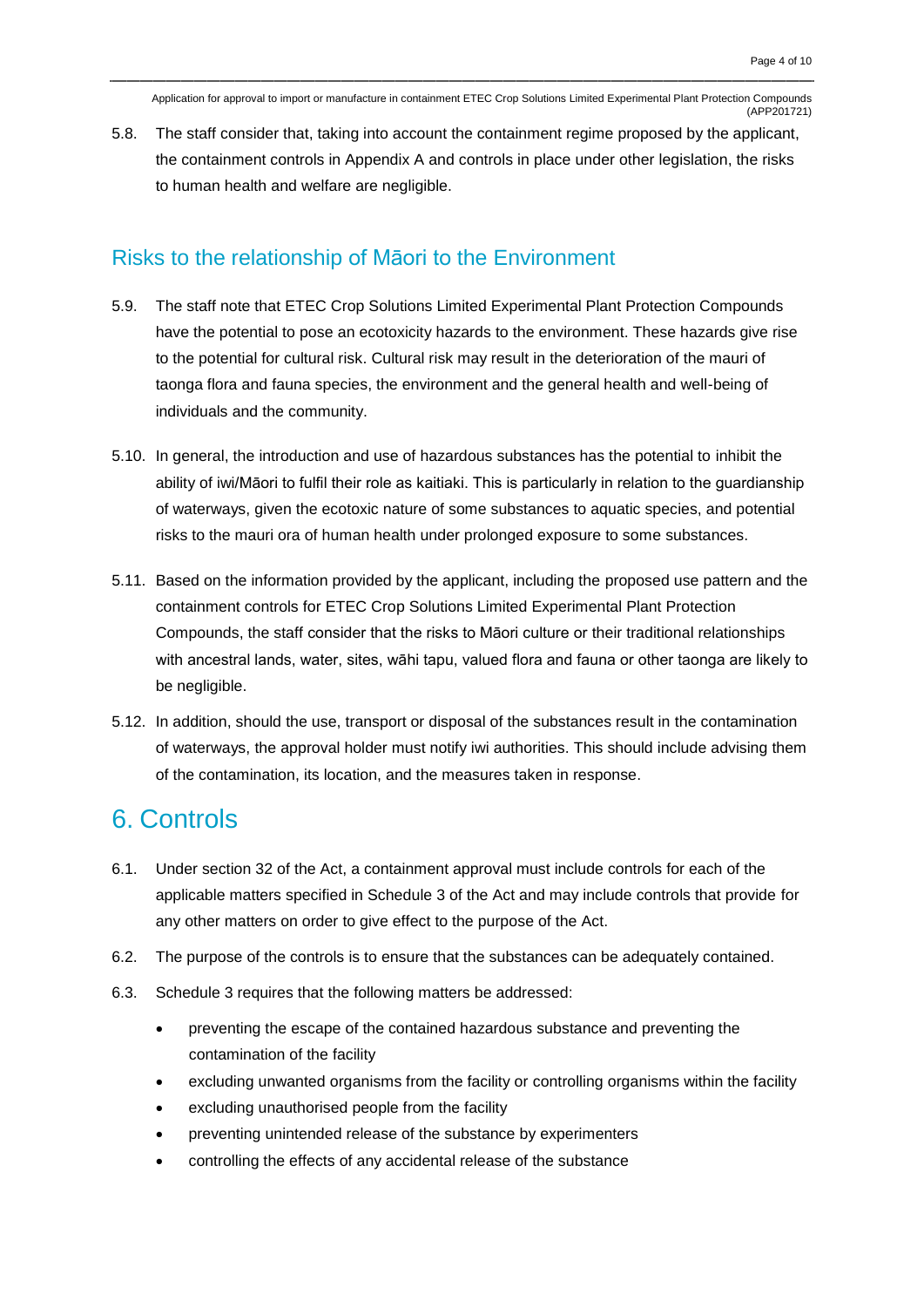5.8. The staff consider that, taking into account the containment regime proposed by the applicant, the containment controls in Appendix A and controls in place under other legislation, the risks to human health and welfare are negligible.

## Risks to the relationship of Māori to the Environment

5.9. The staff note that ETEC Crop Solutions Limited Experimental Plant Protection Compounds have the potential to pose an ecotoxicity hazards to the environment. These hazards give rise to the potential for cultural risk. Cultural risk may result in the deterioration of the mauri of taonga flora and fauna species, the environment and the general health and well-being of individuals and the community.

5.10. In general, the introduction and use of hazardous substances has the potential to inhibit the ability of iwi/Māori to fulfil their role as kaitiaki. This is particularly in relation to the guardianship of waterways, given the ecotoxic nature of some substances to aquatic species, and potential risks to the mauri ora of human health under prolonged exposure to some substances.

5.11. Based on the information provided by the applicant, including the proposed use pattern and the containment controls for ETEC Crop Solutions Limited Experimental Plant Protection Compounds, the staff consider that the risks to Māori culture or their traditional relationships with ancestral lands, water, sites, wāhi tapu, valued flora and fauna or other taonga are likely to be negligible.

5.12. In addition, should the use, transport or disposal of the substances result in the contamination of waterways, the approval holder must notify iwi authorities. This should include advising them of the contamination, its location, and the measures taken in response.

# 6. Controls

6.1. Under section 32 of the Act, a containment approval must include controls for each of the applicable matters specified in Schedule 3 of the Act and may include controls that provide for any other matters on order to give effect to the purpose of the Act.

6.2. The purpose of the controls is to ensure that the substances can be adequately contained.

6.3. Schedule 3 requires that the following matters be addressed:

- preventing the escape of the contained hazardous substance and preventing the contamination of the facility
- excluding unwanted organisms from the facility or controlling organisms within the facility
- excluding unauthorised people from the facility
- preventing unintended release of the substance by experimenters
- controlling the effects of any accidental release of the substance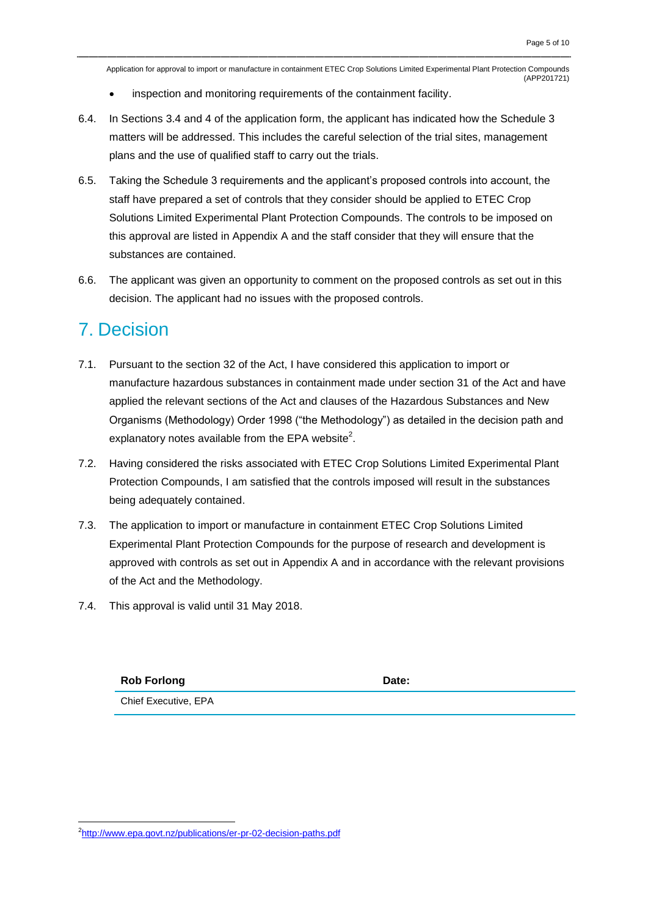- inspection and monitoring requirements of the containment facility.

6.4. In Sections 3.4 and 4 of the application form, the applicant has indicated how the Schedule 3 matters will be addressed. This includes the careful selection of the trial sites, management plans and the use of qualified staff to carry out the trials.

6.5. Taking the Schedule 3 requirements and the applicant's proposed controls into account, the staff have prepared a set of controls that they consider should be applied to ETEC Crop Solutions Limited Experimental Plant Protection Compounds. The controls to be imposed on this approval are listed in Appendix A and the staff consider that they will ensure that the substances are contained.

6.6. The applicant was given an opportunity to comment on the proposed controls as set out in this decision. The applicant had no issues with the proposed controls.

# 7. Decision

7.1. Pursuant to the section 32 of the Act, I have considered this application to import or manufacture hazardous substances in containment made under section 31 of the Act and have applied the relevant sections of the Act and clauses of the Hazardous Substances and New Organisms (Methodology) Order 1998 ("the Methodology") as detailed in the decision path and explanatory notes available from the EPA website[2].

7.2. Having considered the risks associated with ETEC Crop Solutions Limited Experimental Plant Protection Compounds, I am satisfied that the controls imposed will result in the substances being adequately contained.

7.3. The application to import or manufacture in containment ETEC Crop Solutions Limited Experimental Plant Protection Compounds for the purpose of research and development is approved with controls as set out in Appendix A and in accordance with the relevant provisions of the Act and the Methodology.

7.4. This approval is valid until 31 May 2018.

| **Rob Forlong** | **Date:** |
|---|---|
| Chief Executive, EPA | |

[2] http://www.epa.govt.nz/publications/er-pr-02-decision-paths.pdf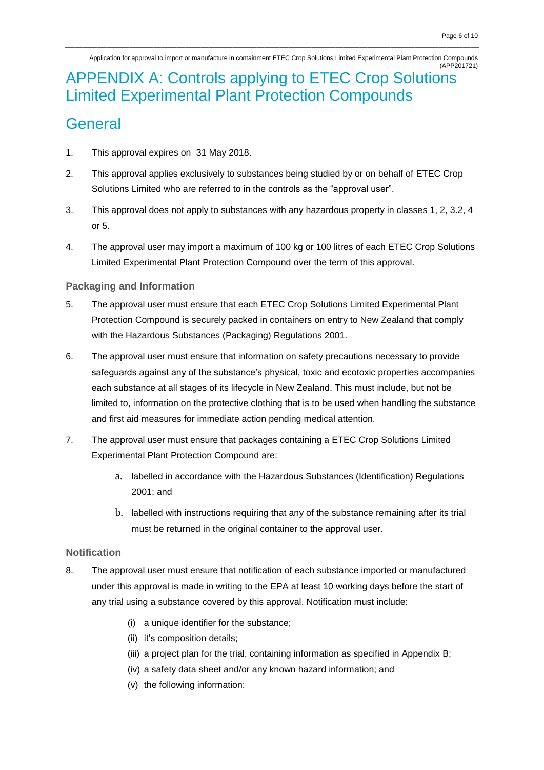# APPENDIX A: Controls applying to ETEC Crop Solutions Limited Experimental Plant Protection Compounds

## General

1. This approval expires on 31 May 2018.
2. This approval applies exclusively to substances being studied by or on behalf of ETEC Crop Solutions Limited who are referred to in the controls as the "approval user".
3. This approval does not apply to substances with any hazardous property in classes 1, 2, 3.2, 4 or 5.
4. The approval user may import a maximum of 100 kg or 100 litres of each ETEC Crop Solutions Limited Experimental Plant Protection Compound over the term of this approval.

### Packaging and Information

5. The approval user must ensure that each ETEC Crop Solutions Limited Experimental Plant Protection Compound is securely packed in containers on entry to New Zealand that comply with the Hazardous Substances (Packaging) Regulations 2001.
6. The approval user must ensure that information on safety precautions necessary to provide safeguards against any of the substance's physical, toxic and ecotoxic properties accompanies each substance at all stages of its lifecycle in New Zealand. This must include, but not be limited to, information on the protective clothing that is to be used when handling the substance and first aid measures for immediate action pending medical attention.
7. The approval user must ensure that packages containing a ETEC Crop Solutions Limited Experimental Plant Protection Compound are:
   a. labelled in accordance with the Hazardous Substances (Identification) Regulations 2001; and
   b. labelled with instructions requiring that any of the substance remaining after its trial must be returned in the original container to the approval user.

### Notification

8. The approval user must ensure that notification of each substance imported or manufactured under this approval is made in writing to the EPA at least 10 working days before the start of any trial using a substance covered by this approval. Notification must include:
   (i) a unique identifier for the substance;
   (ii) it's composition details;
   (iii) a project plan for the trial, containing information as specified in Appendix B;
   (iv) a safety data sheet and/or any known hazard information; and
   (v) the following information: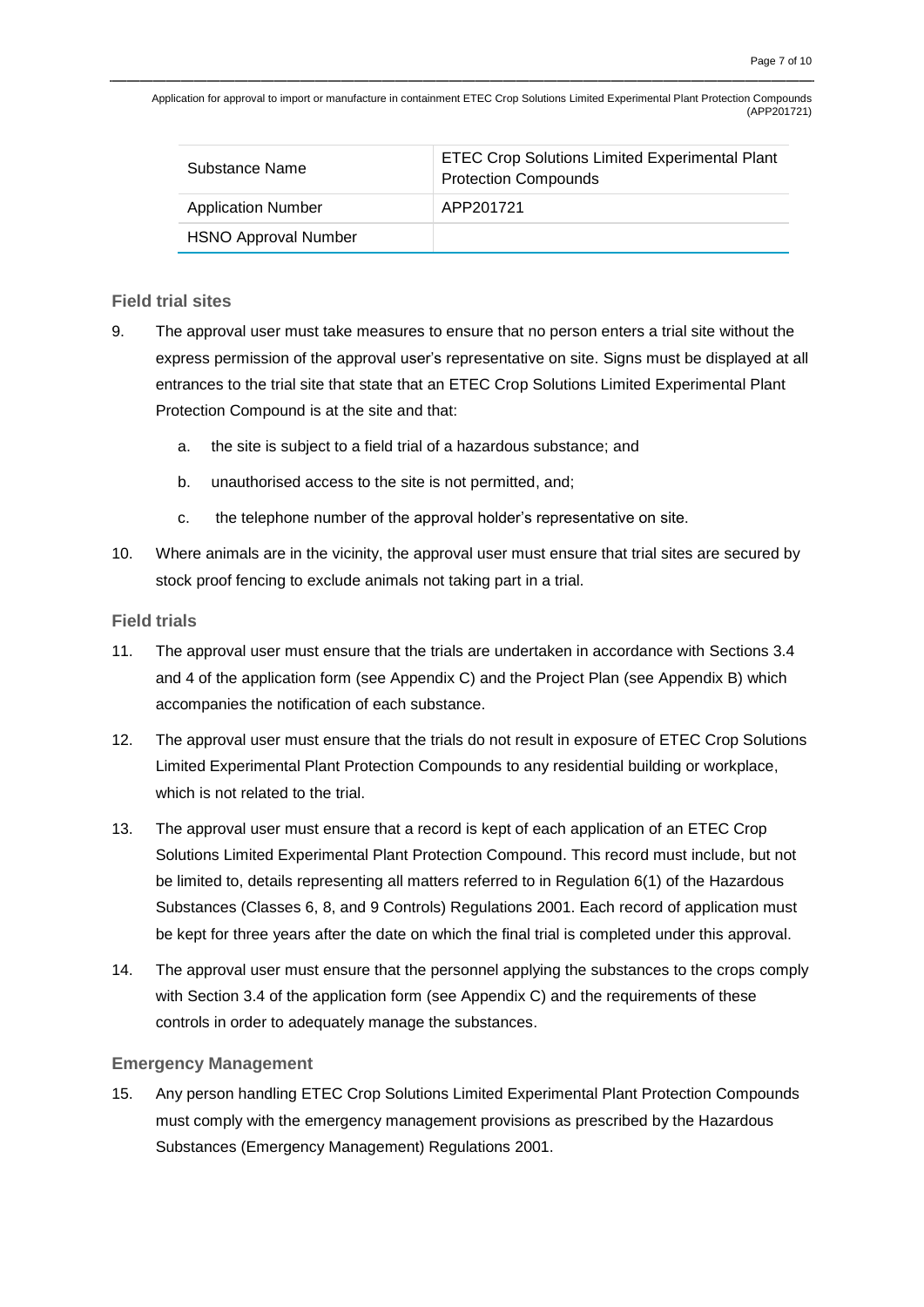| Substance Name | ETEC Crop Solutions Limited Experimental Plant Protection Compounds |
| --- | --- |
| Application Number | APP201721 |
| HSNO Approval Number | |

### Field trial sites

9. The approval user must take measures to ensure that no person enters a trial site without the express permission of the approval user's representative on site. Signs must be displayed at all entrances to the trial site that state that an ETEC Crop Solutions Limited Experimental Plant Protection Compound is at the site and that:

    a. the site is subject to a field trial of a hazardous substance; and

    b. unauthorised access to the site is not permitted, and;

    c. the telephone number of the approval holder's representative on site.

10. Where animals are in the vicinity, the approval user must ensure that trial sites are secured by stock proof fencing to exclude animals not taking part in a trial.

### Field trials

11. The approval user must ensure that the trials are undertaken in accordance with Sections 3.4 and 4 of the application form (see Appendix C) and the Project Plan (see Appendix B) which accompanies the notification of each substance.

12. The approval user must ensure that the trials do not result in exposure of ETEC Crop Solutions Limited Experimental Plant Protection Compounds to any residential building or workplace, which is not related to the trial.

13. The approval user must ensure that a record is kept of each application of an ETEC Crop Solutions Limited Experimental Plant Protection Compound. This record must include, but not be limited to, details representing all matters referred to in Regulation 6(1) of the Hazardous Substances (Classes 6, 8, and 9 Controls) Regulations 2001. Each record of application must be kept for three years after the date on which the final trial is completed under this approval.

14. The approval user must ensure that the personnel applying the substances to the crops comply with Section 3.4 of the application form (see Appendix C) and the requirements of these controls in order to adequately manage the substances.

### Emergency Management

15. Any person handling ETEC Crop Solutions Limited Experimental Plant Protection Compounds must comply with the emergency management provisions as prescribed by the Hazardous Substances (Emergency Management) Regulations 2001.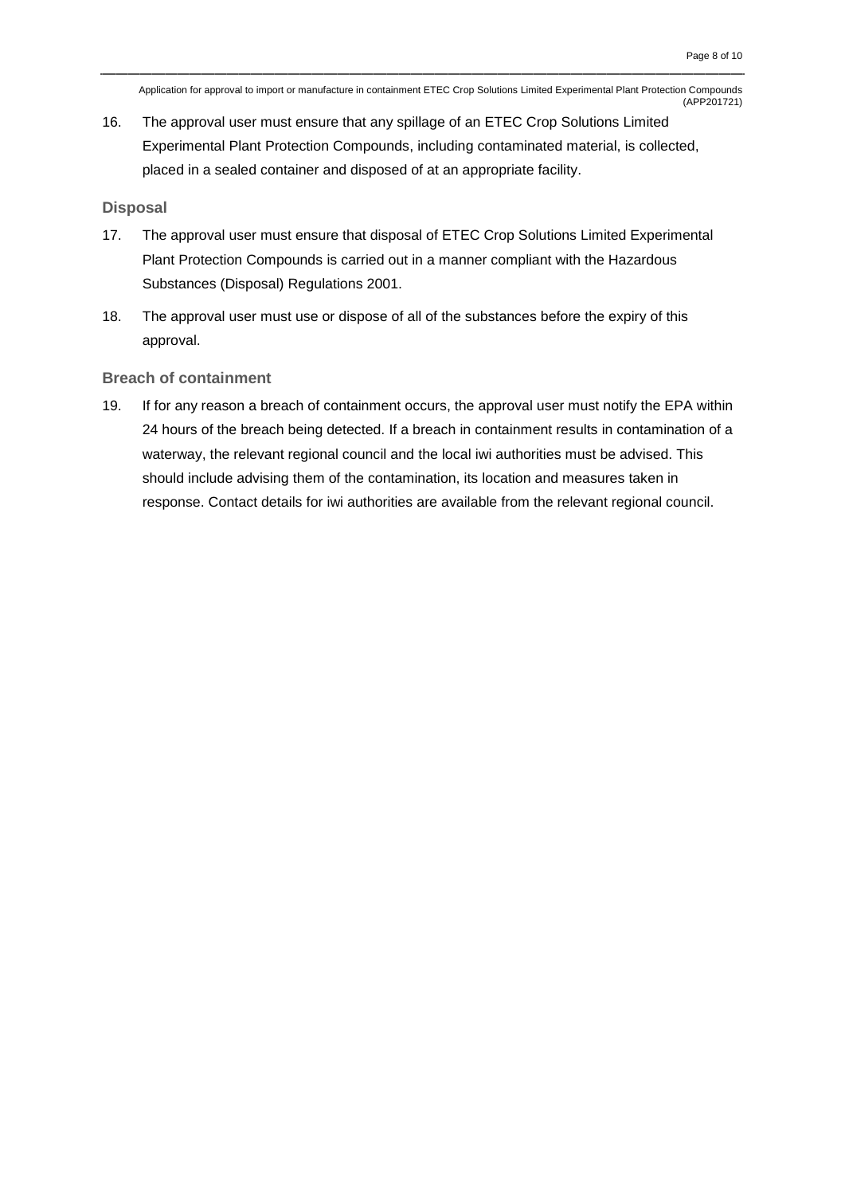16. The approval user must ensure that any spillage of an ETEC Crop Solutions Limited Experimental Plant Protection Compounds, including contaminated material, is collected, placed in a sealed container and disposed of at an appropriate facility.

### Disposal

17. The approval user must ensure that disposal of ETEC Crop Solutions Limited Experimental Plant Protection Compounds is carried out in a manner compliant with the Hazardous Substances (Disposal) Regulations 2001.

18. The approval user must use or dispose of all of the substances before the expiry of this approval.

### Breach of containment

19. If for any reason a breach of containment occurs, the approval user must notify the EPA within 24 hours of the breach being detected. If a breach in containment results in contamination of a waterway, the relevant regional council and the local iwi authorities must be advised. This should include advising them of the contamination, its location and measures taken in response. Contact details for iwi authorities are available from the relevant regional council.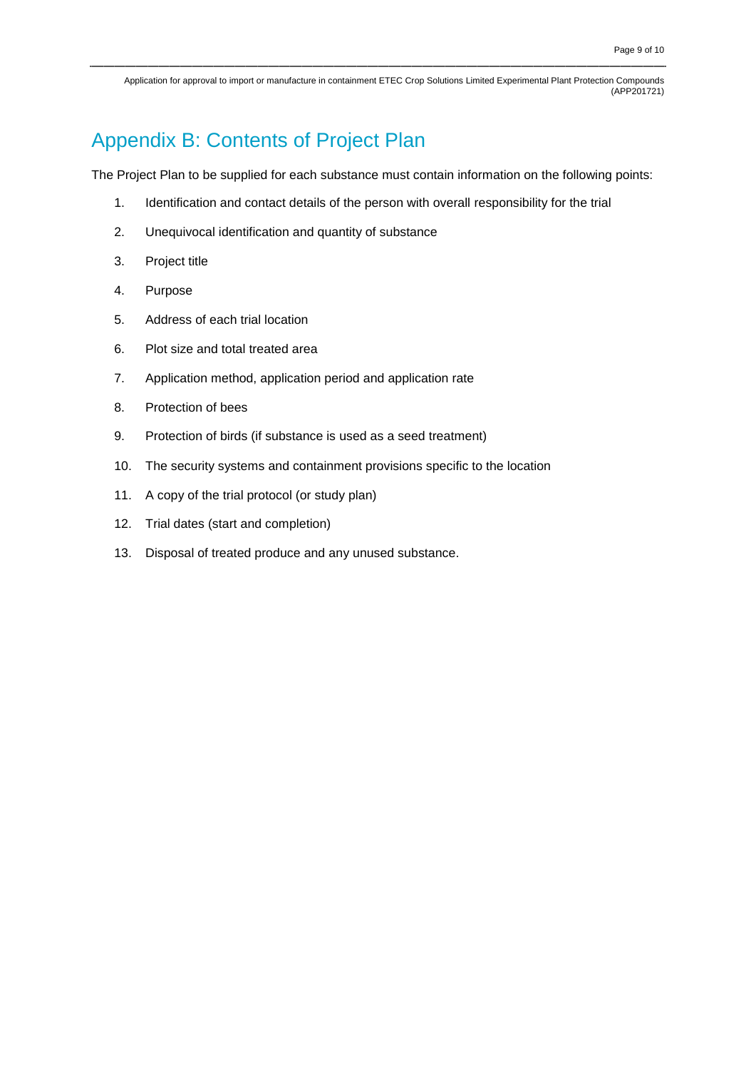# Appendix B: Contents of Project Plan

The Project Plan to be supplied for each substance must contain information on the following points:

1. Identification and contact details of the person with overall responsibility for the trial
2. Unequivocal identification and quantity of substance
3. Project title
4. Purpose
5. Address of each trial location
6. Plot size and total treated area
7. Application method, application period and application rate
8. Protection of bees
9. Protection of birds (if substance is used as a seed treatment)
10. The security systems and containment provisions specific to the location
11. A copy of the trial protocol (or study plan)
12. Trial dates (start and completion)
13. Disposal of treated produce and any unused substance.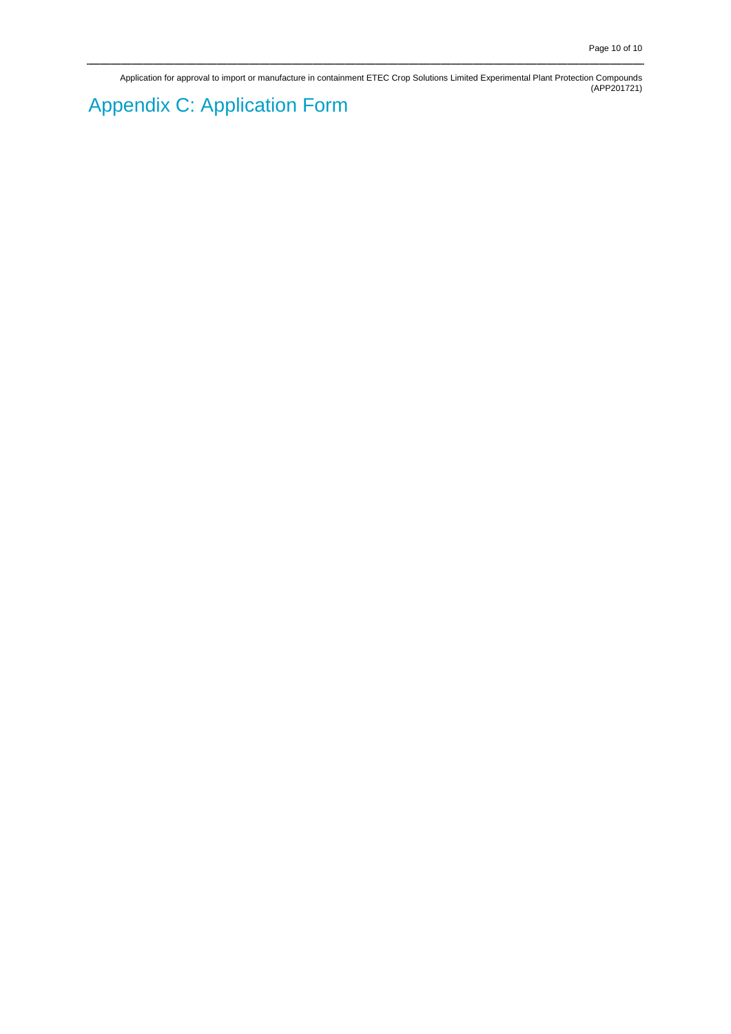# Appendix C: Application Form